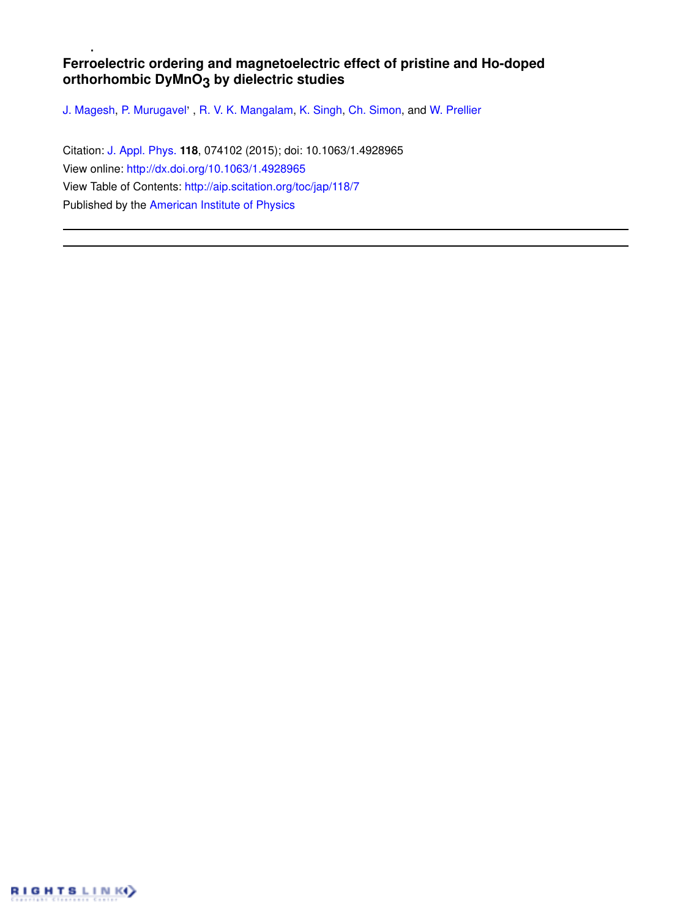# Ferroelectric ordering and magnetoelectric effect of pristine and Ho-doped orthorhombic $DyMnO_3$ by dielectric studies

J. Magesh, P. Murugavel, R. V. K. Mangalam, K. Singh, Ch. Simon, and W. Prellier

Citation: J. Appl. Phys. **118**, 074102 (2015); doi: 10.1063/1.4928965

View online: http://dx.doi.org/10.1063/1.4928965

View Table of Contents: http://aip.scitation.org/toc/jap/118/7

Published by the American Institute of Physics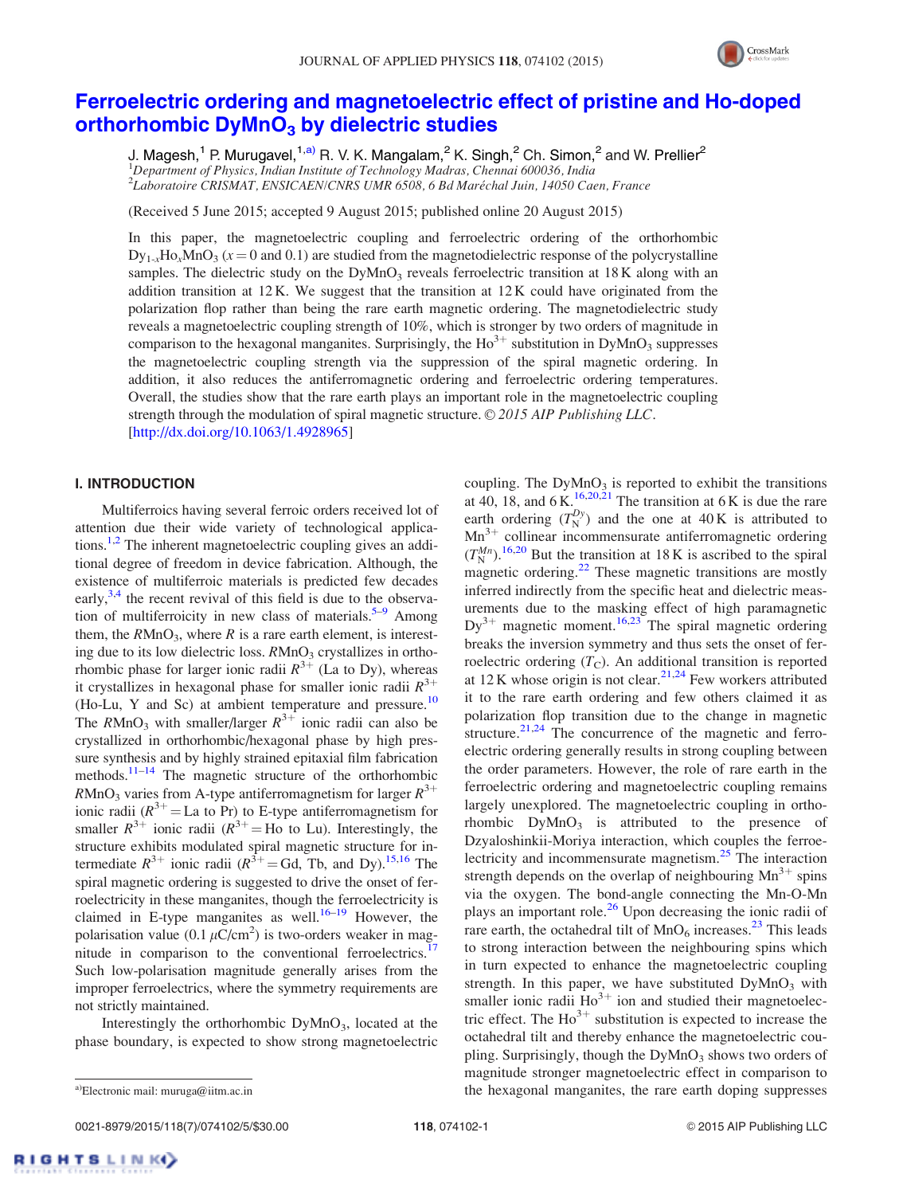# Ferroelectric ordering and magnetoelectric effect of pristine and Ho-doped orthorhombic $DyMnO_3$ by dielectric studies

J. Magesh,[1] P. Murugavel,[1,a)] R. V. K. Mangalam,[2] K. Singh,[2] Ch. Simon,[2] and W. Prellier[2]

[1]*Department of Physics, Indian Institute of Technology Madras, Chennai 600036, India*
[2]*Laboratoire CRISMAT, ENSICAEN/CNRS UMR 6508, 6 Bd Maréchal Juin, 14050 Caen, France*

(Received 5 June 2015; accepted 9 August 2015; published online 20 August 2015)

In this paper, the magnetoelectric coupling and ferroelectric ordering of the orthorhombic $Dy_{1-x}Ho_xMnO_3$ ($x = 0$ and 0.1) are studied from the magnetodielectric response of the polycrystalline samples. The dielectric study on the $DyMnO_3$ reveals ferroelectric transition at 18 K along with an addition transition at 12 K. We suggest that the transition at 12 K could have originated from the polarization flop rather than being the rare earth magnetic ordering. The magnetodielectric study reveals a magnetoelectric coupling strength of 10%, which is stronger by two orders of magnitude in comparison to the hexagonal manganites. Surprisingly, the $Ho^{3+}$ substitution in $DyMnO_3$ suppresses the magnetoelectric coupling strength via the suppression of the spiral magnetic ordering. In addition, it also reduces the antiferromagnetic ordering and ferroelectric ordering temperatures. Overall, the studies show that the rare earth plays an important role in the magnetoelectric coupling strength through the modulation of spiral magnetic structure. *© 2015 AIP Publishing LLC.* [http://dx.doi.org/10.1063/1.4928965]

## I. INTRODUCTION

Multiferroics having several ferroic orders received lot of attention due their wide variety of technological applications.[1,2] The inherent magnetoelectric coupling gives an additional degree of freedom in device fabrication. Although, the existence of multiferroic materials is predicted few decades early,[3,4] the recent revival of this field is due to the observation of multiferroicity in new class of materials.[5–9] Among them, the $RMnO_3$, where $R$ is a rare earth element, is interesting due to its low dielectric loss. $RMnO_3$ crystallizes in orthorhombic phase for larger ionic radii $R^{3+}$ (La to Dy), whereas it crystallizes in hexagonal phase for smaller ionic radii $R^{3+}$ (Ho-Lu, Y and Sc) at ambient temperature and pressure.[10] The $RMnO_3$ with smaller/larger $R^{3+}$ ionic radii can also be crystallized in orthorhombic/hexagonal phase by high pressure synthesis and by highly strained epitaxial film fabrication methods.[11–14] The magnetic structure of the orthorhombic $RMnO_3$ varies from A-type antiferromagnetism for larger $R^{3+}$ ionic radii ($R^{3+}$ = La to Pr) to E-type antiferromagnetism for smaller $R^{3+}$ ionic radii ($R^{3+}$ = Ho to Lu). Interestingly, the structure exhibits modulated spiral magnetic structure for intermediate $R^{3+}$ ionic radii ($R^{3+}$ = Gd, Tb, and Dy).[15,16] The spiral magnetic ordering is suggested to drive the onset of ferroelectricity in these manganites, though the ferroelectricity is claimed in E-type manganites as well.[16–19] However, the polarisation value (0.1 $\mu C/cm^2$) is two-orders weaker in magnitude in comparison to the conventional ferroelectrics.[17] Such low-polarisation magnitude generally arises from the improper ferroelectrics, where the symmetry requirements are not strictly maintained.

Interestingly the orthorhombic $DyMnO_3$, located at the phase boundary, is expected to show strong magnetoelectric coupling. The $DyMnO_3$ is reported to exhibit the transitions at 40, 18, and 6 K.[16,20,21] The transition at 6 K is due the rare earth ordering ($T_N^{Dy}$) and the one at 40 K is attributed to $Mn^{3+}$ collinear incommensurate antiferromagnetic ordering ($T_N^{Mn}$).[16,20] But the transition at 18 K is ascribed to the spiral magnetic ordering.[22] These magnetic transitions are mostly inferred indirectly from the specific heat and dielectric measurements due to the masking effect of high paramagnetic $Dy^{3+}$ magnetic moment.[16,23] The spiral magnetic ordering breaks the inversion symmetry and thus sets the onset of ferroelectric ordering ($T_C$). An additional transition is reported at 12 K whose origin is not clear.[21,24] Few workers attributed it to the rare earth ordering and few others claimed it as polarization flop transition due to the change in magnetic structure.[21,24] The concurrence of the magnetic and ferroelectric ordering generally results in strong coupling between the order parameters. However, the role of rare earth in the ferroelectric ordering and magnetoelectric coupling remains largely unexplored. The magnetoelectric coupling in orthorhombic $DyMnO_3$ is attributed to the presence of Dzyaloshinkii-Moriya interaction, which couples the ferroelectricity and incommensurate magnetism.[25] The interaction strength depends on the overlap of neighbouring $Mn^{3+}$ spins via the oxygen. The bond-angle connecting the Mn-O-Mn plays an important role.[26] Upon decreasing the ionic radii of rare earth, the octahedral tilt of $MnO_6$ increases.[23] This leads to strong interaction between the neighbouring spins which in turn expected to enhance the magnetoelectric coupling strength. In this paper, we have substituted $DyMnO_3$ with smaller ionic radii $Ho^{3+}$ ion and studied their magnetoelectric effect. The $Ho^{3+}$ substitution is expected to increase the octahedral tilt and thereby enhance the magnetoelectric coupling. Surprisingly, though the $DyMnO_3$ shows two orders of magnitude stronger magnetoelectric effect in comparison to the hexagonal manganites, the rare earth doping suppresses

[a)]Electronic mail: muruga@iitm.ac.in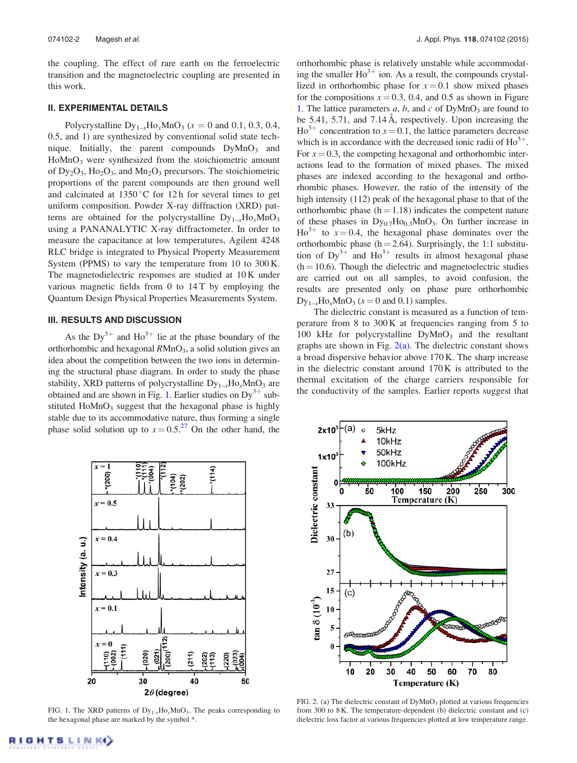the coupling. The effect of rare earth on the ferroelectric transition and the magnetoelectric coupling are presented in this work.

## II. EXPERIMENTAL DETAILS

Polycrystalline $Dy_{1-x}Ho_xMnO_3$ ($x$ = 0 and 0.1, 0.3, 0.4, 0.5, and 1) are synthesized by conventional solid state technique. Initially, the parent compounds $DyMnO_3$ and $HoMnO_3$ were synthesized from the stoichiometric amount of $Dy_2O_3$, $Ho_2O_3$, and $Mn_2O_3$ precursors. The stoichiometric proportions of the parent compounds are then ground well and calcinated at 1350 °C for 12 h for several times to get uniform composition. Powder X-ray diffraction (XRD) patterns are obtained for the polycrystalline $Dy_{1-x}Ho_xMnO_3$ using a PANANALYTIC X-ray diffractometer. In order to measure the capacitance at low temperatures, Agilent 4248 RLC bridge is integrated to Physical Property Measurement System (PPMS) to vary the temperature from 10 to 300 K. The magnetodielectric responses are studied at 10 K under various magnetic fields from 0 to 14 T by employing the Quantum Design Physical Properties Measurements System.

## III. RESULTS AND DISCUSSION

As the $Dy^{3+}$ and $Ho^{3+}$ lie at the phase boundary of the orthorhombic and hexagonal $RMnO_3$, a solid solution gives an idea about the competition between the two ions in determining the structural phase diagram. In order to study the phase stability, XRD patterns of polycrystalline $Dy_{1-x}Ho_xMnO_3$ are obtained and are shown in Fig. 1. Earlier studies on $Dy^{3+}$ substituted $HoMnO_3$ suggest that the hexagonal phase is highly stable due to its accommodative nature, thus forming a single phase solid solution up to $x = 0.5$.[27] On the other hand, the orthorhombic phase is relatively unstable while accommodating the smaller $Ho^{3+}$ ion. As a result, the compounds crystallized in orthorhombic phase for $x = 0.1$ show mixed phases for the compositions $x = 0.3$, 0.4, and 0.5 as shown in Figure 1. The lattice parameters $a$, $b$, and $c$ of $DyMnO_3$ are found to be 5.41, 5.71, and 7.14 Å, respectively. Upon increasing the $Ho^{3+}$ concentration to $x = 0.1$, the lattice parameters decrease which is in accordance with the decreased ionic radii of $Ho^{3+}$. For $x = 0.3$, the competing hexagonal and orthorhombic interactions lead to the formation of mixed phases. The mixed phases are indexed according to the hexagonal and orthorhombic phases. However, the ratio of the intensity of the high intensity (112) peak of the hexagonal phase to that of the orthorhombic phase (h = 1.18) indicates the competent nature of these phases in $Dy_{0.7}Ho_{0.3}MnO_3$. On further increase in $Ho^{3+}$ to $x = 0.4$, the hexagonal phase dominates over the orthorhombic phase (h = 2.64). Surprisingly, the 1:1 substitution of $Dy^{3+}$ and $Ho^{3+}$ results in almost hexagonal phase (h = 10.6). Though the dielectric and magnetoelectric studies are carried out on all samples, to avoid confusion, the results are presented only on phase pure orthorhombic $Dy_{1-x}Ho_xMnO_3$ ($x = 0$ and 0.1) samples.

FIG. 1. The XRD patterns of $Dy_{1-x}Ho_xMnO_3$. The peaks corresponding to the hexagonal phase are marked by the symbol *.

The dielectric constant is measured as a function of temperature from 8 to 300 K at frequencies ranging from 5 to 100 kHz for polycrystalline $DyMnO_3$ and the resultant graphs are shown in Fig. 2(a). The dielectric constant shows a broad dispersive behavior above 170 K. The sharp increase in the dielectric constant around 170 K is attributed to the thermal excitation of the charge carriers responsible for the conductivity of the samples. Earlier reports suggest that

FIG. 2. (a) The dielectric constant of $DyMnO_3$ plotted at various frequencies from 300 to 8 K. The temperature-dependent (b) dielectric constant and (c) dielectric loss factor at various frequencies plotted at low temperature range.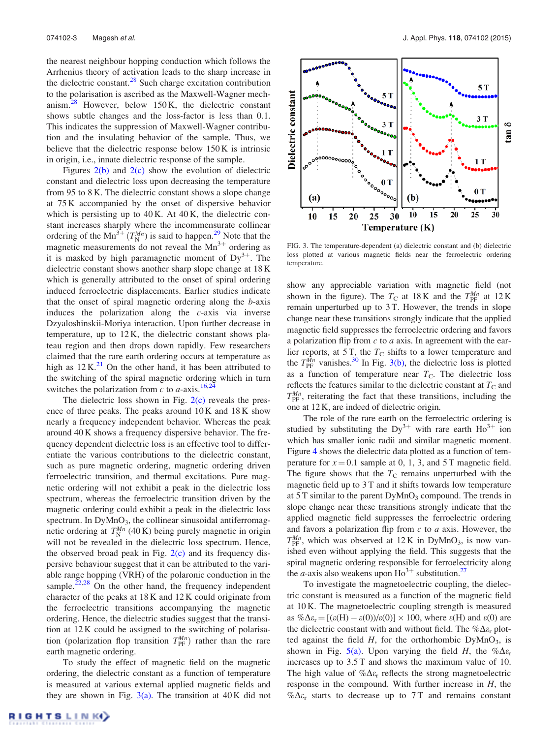the nearest neighbour hopping conduction which follows the Arrhenius theory of activation leads to the sharp increase in the dielectric constant.[28] Such charge excitation contribution to the polarisation is ascribed as the Maxwell-Wagner mechanism.[28] However, below 150 K, the dielectric constant shows subtle changes and the loss-factor is less than 0.1. This indicates the suppression of Maxwell-Wagner contribution and the insulating behavior of the sample. Thus, we believe that the dielectric response below 150 K is intrinsic in origin, i.e., innate dielectric response of the sample.

Figures 2(b) and 2(c) show the evolution of dielectric constant and dielectric loss upon decreasing the temperature from 95 to 8 K. The dielectric constant shows a slope change at 75 K accompanied by the onset of dispersive behavior which is persisting up to 40 K. At 40 K, the dielectric constant increases sharply where the incommensurate collinear ordering of the $Mn^{3+}$ ($T_N^{Mn}$) is said to happen.[29] Note that the magnetic measurements do not reveal the $Mn^{3+}$ ordering as it is masked by high paramagnetic moment of $Dy^{3+}$. The dielectric constant shows another sharp slope change at 18 K which is generally attributed to the onset of spiral ordering induced ferroelectric displacements. Earlier studies indicate that the onset of spiral magnetic ordering along the *b*-axis induces the polarization along the *c*-axis via inverse Dzyaloshinskii-Moriya interaction. Upon further decrease in temperature, up to 12 K, the dielectric constant shows plateau region and then drops down rapidly. Few researchers claimed that the rare earth ordering occurs at temperature as high as 12 K.[21] On the other hand, it has been attributed to the switching of the spiral magnetic ordering which in turn switches the polarization from *c* to *a*-axis.[16,24]

The dielectric loss shown in Fig. 2(c) reveals the presence of three peaks. The peaks around 10 K and 18 K show nearly a frequency independent behavior. Whereas the peak around 40 K shows a frequency dispersive behavior. The frequency dependent dielectric loss is an effective tool to differentiate the various contributions to the dielectric constant, such as pure magnetic ordering, magnetic ordering driven ferroelectric transition, and thermal excitations. Pure magnetic ordering will not exhibit a peak in the dielectric loss spectrum, whereas the ferroelectric transition driven by the magnetic ordering could exhibit a peak in the dielectric loss spectrum. In $DyMnO_3$, the collinear sinusoidal antiferromagnetic ordering at $T_N^{Mn}$ (40 K) being purely magnetic in origin will not be revealed in the dielectric loss spectrum. Hence, the observed broad peak in Fig. 2(c) and its frequency dispersive behaviour suggest that it can be attributed to the variable range hopping (VRH) of the polaronic conduction in the sample.[22,28] On the other hand, the frequency independent character of the peaks at 18 K and 12 K could originate from the ferroelectric transitions accompanying the magnetic ordering. Hence, the dielectric studies suggest that the transition at 12 K could be assigned to the switching of polarisation (polarization flop transition $T_{PF}^{Mn}$) rather than the rare earth magnetic ordering.

To study the effect of magnetic field on the magnetic ordering, the dielectric constant as a function of temperature is measured at various external applied magnetic fields and they are shown in Fig. 3(a). The transition at 40 K did not show any appreciable variation with magnetic field (not shown in the figure). The $T_C$ at 18 K and the $T_{PF}^{Mn}$ at 12 K remain unperturbed up to 3 T. However, the trends in slope change near these transitions strongly indicate that the applied magnetic field suppresses the ferroelectric ordering and favors a polarization flip from *c* to *a* axis. In agreement with the earlier reports, at 5 T, the $T_C$ shifts to a lower temperature and the $T_{PF}^{Mn}$ vanishes.[30] In Fig. 3(b), the dielectric loss is plotted as a function of temperature near $T_C$. The dielectric loss reflects the features similar to the dielectric constant at $T_C$ and $T_{PF}^{Mn}$, reiterating the fact that these transitions, including the one at 12 K, are indeed of dielectric origin.

FIG. 3. The temperature-dependent (a) dielectric constant and (b) dielectric loss plotted at various magnetic fields near the ferroelectric ordering temperature.

The role of the rare earth on the ferroelectric ordering is studied by substituting the $Dy^{3+}$ with rare earth $Ho^{3+}$ ion which has smaller ionic radii and similar magnetic moment. Figure 4 shows the dielectric data plotted as a function of temperature for $x = 0.1$ sample at 0, 1, 3, and 5 T magnetic field. The figure shows that the $T_C$ remains unperturbed with the magnetic field up to 3 T and it shifts towards low temperature at 5 T similar to the parent $DyMnO_3$ compound. The trends in slope change near these transitions strongly indicate that the applied magnetic field suppresses the ferroelectric ordering and favors a polarization flip from *c* to *a* axis. However, the $T_{PF}^{Mn}$, which was observed at 12 K in $DyMnO_3$, is now vanished even without applying the field. This suggests that the spiral magnetic ordering responsible for ferroelectricity along the *a*-axis also weakens upon $Ho^{3+}$ substitution.[27]

To investigate the magnetoelectric coupling, the dielectric constant is measured as a function of the magnetic field at 10 K. The magnetoelectric coupling strength is measured as $\%\Delta\varepsilon_r = [(\varepsilon(H) - \varepsilon(0))/\varepsilon(0)] \times 100$, where $\varepsilon(H)$ and $\varepsilon(0)$ are the dielectric constant with and without field. The $\%\Delta\varepsilon_r$ plotted against the field $H$, for the orthorhombic $DyMnO_3$, is shown in Fig. 5(a). Upon varying the field $H$, the $\%\Delta\varepsilon_r$ increases up to 3.5 T and shows the maximum value of 10. The high value of $\%\Delta\varepsilon_r$ reflects the strong magnetoelectric response in the compound. With further increase in $H$, the $\%\Delta\varepsilon_r$ starts to decrease up to 7 T and remains constant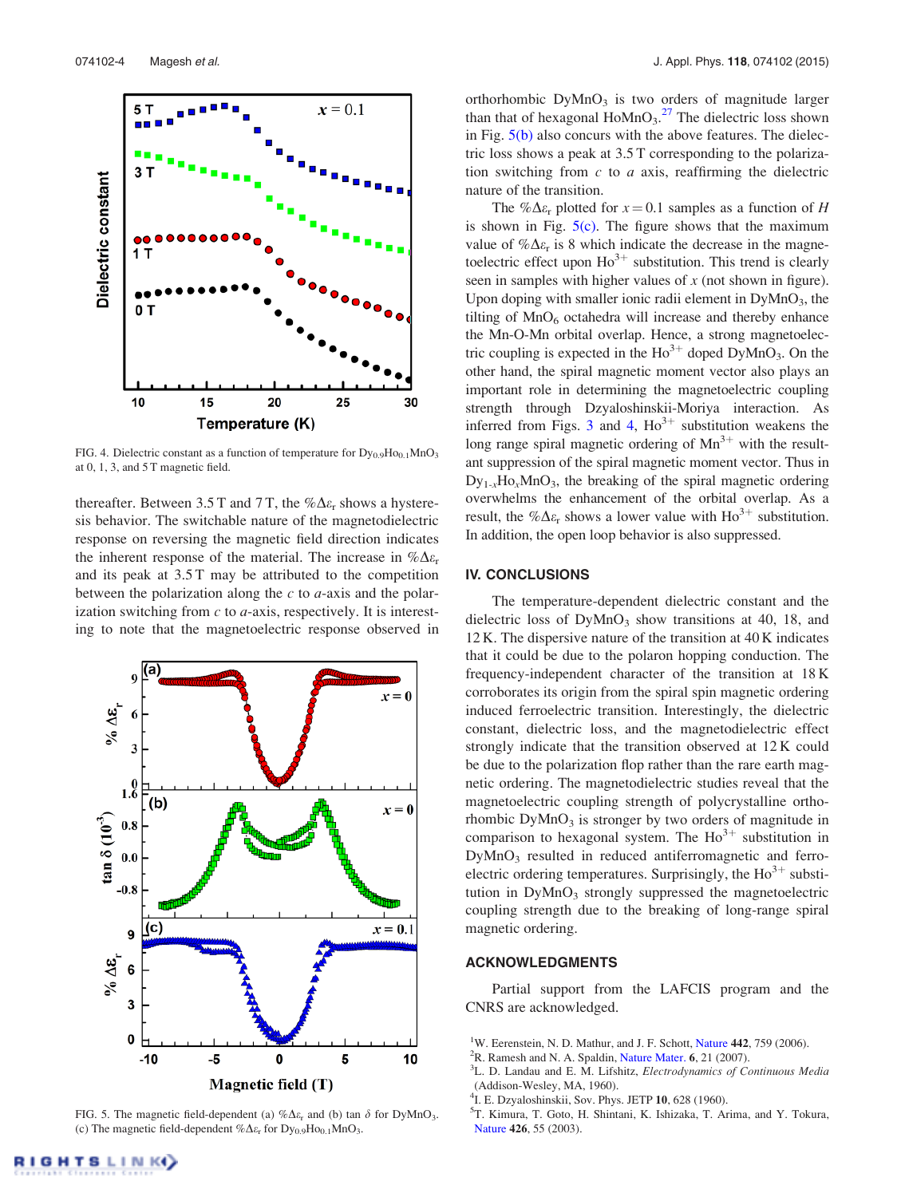FIG. 4. Dielectric constant as a function of temperature for $Dy_{0.9}Ho_{0.1}MnO_3$ at 0, 1, 3, and 5 T magnetic field.

thereafter. Between 3.5 T and 7 T, the $\%\Delta\varepsilon_r$ shows a hysteresis behavior. The switchable nature of the magnetodielectric response on reversing the magnetic field direction indicates the inherent response of the material. The increase in $\%\Delta\varepsilon_r$ and its peak at 3.5 T may be attributed to the competition between the polarization along the $c$ to $a$-axis and the polarization switching from $c$ to $a$-axis, respectively. It is interesting to note that the magnetoelectric response observed in orthorhombic $DyMnO_3$ is two orders of magnitude larger than that of hexagonal $HoMnO_3$.[27] The dielectric loss shown in Fig. 5(b) also concurs with the above features. The dielectric loss shows a peak at 3.5 T corresponding to the polarization switching from $c$ to $a$ axis, reaffirming the dielectric nature of the transition.

FIG. 5. The magnetic field-dependent (a) $\%\Delta\varepsilon_r$ and (b) tan $\delta$ for $DyMnO_3$. (c) The magnetic field-dependent $\%\Delta\varepsilon_r$ for $Dy_{0.9}Ho_{0.1}MnO_3$.

The $\%\Delta\varepsilon_r$ plotted for $x = 0.1$ samples as a function of $H$ is shown in Fig. 5(c). The figure shows that the maximum value of $\%\Delta\varepsilon_r$ is 8 which indicate the decrease in the magnetoelectric effect upon $Ho^{3+}$ substitution. This trend is clearly seen in samples with higher values of $x$ (not shown in figure). Upon doping with smaller ionic radii element in $DyMnO_3$, the tilting of $MnO_6$ octahedra will increase and thereby enhance the Mn-O-Mn orbital overlap. Hence, a strong magnetoelectric coupling is expected in the $Ho^{3+}$ doped $DyMnO_3$. On the other hand, the spiral magnetic moment vector also plays an important role in determining the magnetoelectric coupling strength through Dzyaloshinskii-Moriya interaction. As inferred from Figs. 3 and 4, $Ho^{3+}$ substitution weakens the long range spiral magnetic ordering of $Mn^{3+}$ with the resultant suppression of the spiral magnetic moment vector. Thus in $Dy_{1-x}Ho_xMnO_3$, the breaking of the spiral magnetic ordering overwhelms the enhancement of the orbital overlap. As a result, the $\%\Delta\varepsilon_r$ shows a lower value with $Ho^{3+}$ substitution. In addition, the open loop behavior is also suppressed.

## IV. CONCLUSIONS

The temperature-dependent dielectric constant and the dielectric loss of $DyMnO_3$ show transitions at 40, 18, and 12 K. The dispersive nature of the transition at 40 K indicates that it could be due to the polaron hopping conduction. The frequency-independent character of the transition at 18 K corroborates its origin from the spiral spin magnetic ordering induced ferroelectric transition. Interestingly, the dielectric constant, dielectric loss, and the magnetodielectric effect strongly indicate that the transition observed at 12 K could be due to the polarization flop rather than the rare earth magnetic ordering. The magnetodielectric studies reveal that the magnetoelectric coupling strength of polycrystalline orthorhombic $DyMnO_3$ is stronger by two orders of magnitude in comparison to hexagonal system. The $Ho^{3+}$ substitution in $DyMnO_3$ resulted in reduced antiferromagnetic and ferroelectric ordering temperatures. Surprisingly, the $Ho^{3+}$ substitution in $DyMnO_3$ strongly suppressed the magnetoelectric coupling strength due to the breaking of long-range spiral magnetic ordering.

## ACKNOWLEDGMENTS

Partial support from the LAFCIS program and the CNRS are acknowledged.

[1] W. Eerenstein, N. D. Mathur, and J. F. Schott, Nature **442**, 759 (2006).
[2] R. Ramesh and N. A. Spaldin, Nature Mater. **6**, 21 (2007).
[3] L. D. Landau and E. M. Lifshitz, *Electrodynamics of Continuous Media* (Addison-Wesley, MA, 1960).
[4] I. E. Dzyaloshinskii, Sov. Phys. JETP **10**, 628 (1960).
[5] T. Kimura, T. Goto, H. Shintani, K. Ishizaka, T. Arima, and Y. Tokura, Nature **426**, 55 (2003).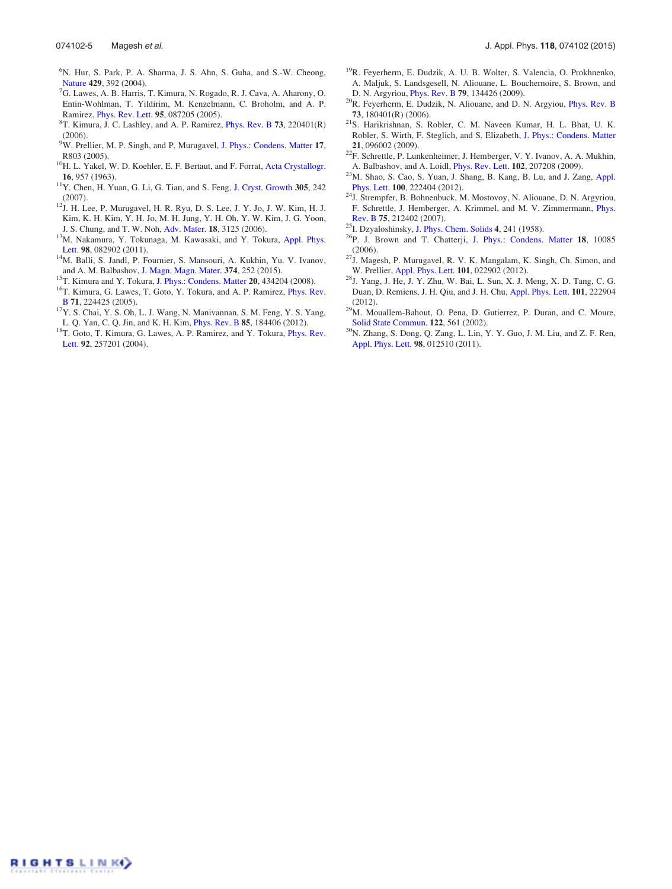[6] N. Hur, S. Park, P. A. Sharma, J. S. Ahn, S. Guha, and S.-W. Cheong, Nature **429**, 392 (2004).

[7] G. Lawes, A. B. Harris, T. Kimura, N. Rogado, R. J. Cava, A. Aharony, O. Entin-Wohlman, T. Yildirim, M. Kenzelmann, C. Broholm, and A. P. Ramirez, Phys. Rev. Lett. **95**, 087205 (2005).

[8] T. Kimura, J. C. Lashley, and A. P. Ramirez, Phys. Rev. B **73**, 220401(R) (2006).

[9] W. Prellier, M. P. Singh, and P. Murugavel, J. Phys.: Condens. Matter **17**, R803 (2005).

[10] H. L. Yakel, W. D. Koehler, E. F. Bertaut, and F. Forrat, Acta Crystallogr. **16**, 957 (1963).

[11] Y. Chen, H. Yuan, G. Li, G. Tian, and S. Feng, J. Cryst. Growth **305**, 242 (2007).

[12] J. H. Lee, P. Murugavel, H. R. Ryu, D. S. Lee, J. Y. Jo, J. W. Kim, H. J. Kim, K. H. Kim, Y. H. Jo, M. H. Jung, Y. H. Oh, Y. W. Kim, J. G. Yoon, J. S. Chung, and T. W. Noh, Adv. Mater. **18**, 3125 (2006).

[13] M. Nakamura, Y. Tokunaga, M. Kawasaki, and Y. Tokura, Appl. Phys. Lett. **98**, 082902 (2011).

[14] M. Balli, S. Jandl, P. Fournier, S. Mansouri, A. Kukhin, Yu. V. Ivanov, and A. M. Balbashov, J. Magn. Magn. Mater. **374**, 252 (2015).

[15] T. Kimura and Y. Tokura, J. Phys.: Condens. Matter **20**, 434204 (2008).

[16] T. Kimura, G. Lawes, T. Goto, Y. Tokura, and A. P. Ramirez, Phys. Rev. B **71**, 224425 (2005).

[17] Y. S. Chai, Y. S. Oh, L. J. Wang, N. Manivannan, S. M. Feng, Y. S. Yang, L. Q. Yan, C. Q. Jin, and K. H. Kim, Phys. Rev. B **85**, 184406 (2012).

[18] T. Goto, T. Kimura, G. Lawes, A. P. Ramirez, and Y. Tokura, Phys. Rev. Lett. **92**, 257201 (2004).

[19] R. Feyerherm, E. Dudzik, A. U. B. Wolter, S. Valencia, O. Prokhnenko, A. Maljuk, S. Landsgesell, N. Aliouane, L. Bouchernoire, S. Brown, and D. N. Argyriou, Phys. Rev. B **79**, 134426 (2009).

[20] R. Feyerherm, E. Dudzik, N. Aliouane, and D. N. Argyriou, Phys. Rev. B **73**, 180401(R) (2006).

[21] S. Harikrishnan, S. Robler, C. M. Naveen Kumar, H. L. Bhat, U. K. Robler, S. Wirth, F. Steglich, and S. Elizabeth, J. Phys.: Condens. Matter **21**, 096002 (2009).

[22] F. Schrettle, P. Lunkenheimer, J. Hemberger, V. Y. Ivanov, A. A. Mukhin, A. Balbashov, and A. Loidl, Phys. Rev. Lett. **102**, 207208 (2009).

[23] M. Shao, S. Cao, S. Yuan, J. Shang, B. Kang, B. Lu, and J. Zang, Appl. Phys. Lett. **100**, 222404 (2012).

[24] J. Strempfer, B. Bohnenbuck, M. Mostovoy, N. Aliouane, D. N. Argyriou, F. Schrettle, J. Hemberger, A. Krimmel, and M. V. Zimmermann, Phys. Rev. B **75**, 212402 (2007).

[25] I. Dzyaloshinsky, J. Phys. Chem. Solids **4**, 241 (1958).

[26] P. J. Brown and T. Chatterji, J. Phys.: Condens. Matter **18**, 10085 (2006).

[27] J. Magesh, P. Murugavel, R. V. K. Mangalam, K. Singh, Ch. Simon, and W. Prellier, Appl. Phys. Lett. **101**, 022902 (2012).

[28] J. Yang, J. He, J. Y. Zhu, W. Bai, L. Sun, X. J. Meng, X. D. Tang, C. G. Duan, D. Remiens, J. H. Qiu, and J. H. Chu, Appl. Phys. Lett. **101**, 222904 (2012).

[29] M. Mouallem-Bahout, O. Pena, D. Gutierrez, P. Duran, and C. Moure, Solid State Commun. **122**, 561 (2002).

[30] N. Zhang, S. Dong, Q. Zang, L. Lin, Y. Y. Guo, J. M. Liu, and Z. F. Ren, Appl. Phys. Lett. **98**, 012510 (2011).